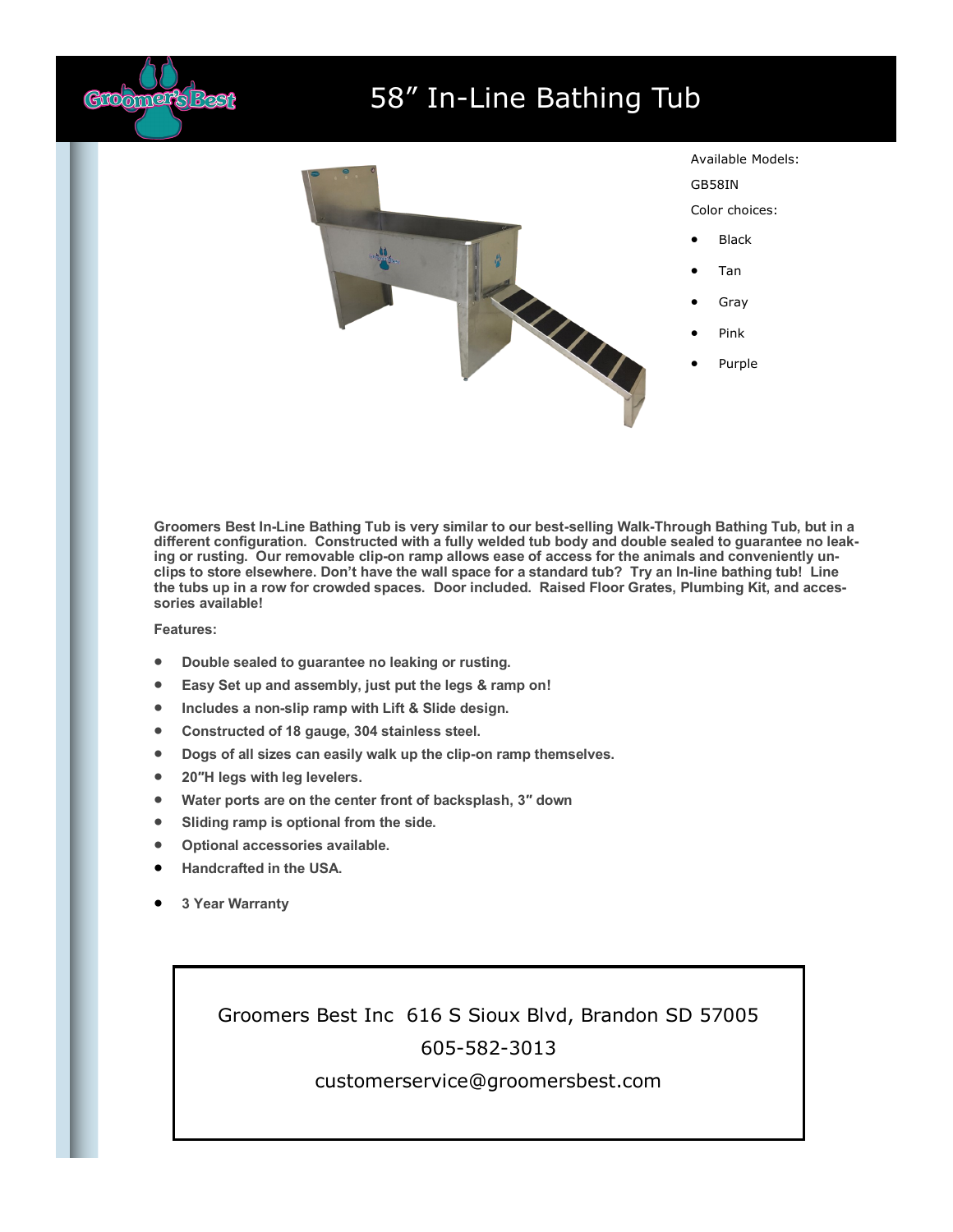# 58” In-Line Bathing Tub

Available Models:

GB58IN

Color choices:

- Black
- Tan
- Gray
- Pink
- Purple

**Groomers Best In-Line Bathing Tub is very similar to our best-selling Walk-Through Bathing Tub, but in a different configuration. Constructed with a fully welded tub body and double sealed to guarantee no leaking or rusting. Our removable clip-on ramp allows ease of access for the animals and conveniently unclips to store elsewhere. Don’t have the wall space for a standard tub? Try an In-line bathing tub! Line the tubs up in a row for crowded spaces. Door included. Raised Floor Grates, Plumbing Kit, and accessories available!**

**Features:**

- **Double sealed to guarantee no leaking or rusting.**
- **Easy Set up and assembly, just put the legs & ramp on!**
- **Includes a non-slip ramp with Lift & Slide design.**
- **Constructed of 18 gauge, 304 stainless steel.**
- **Dogs of all sizes can easily walk up the clip-on ramp themselves.**
- **20”H legs with leg levelers.**
- **Water ports are on the center front of backsplash, 3” down**
- **Sliding ramp is optional from the side.**
- **Optional accessories available.**
- **Handcrafted in the USA.**
- **3 Year Warranty**

Groomers Best Inc 616 S Sioux Blvd, Brandon SD 57005

605-582-3013

customerservice@groomersbest.com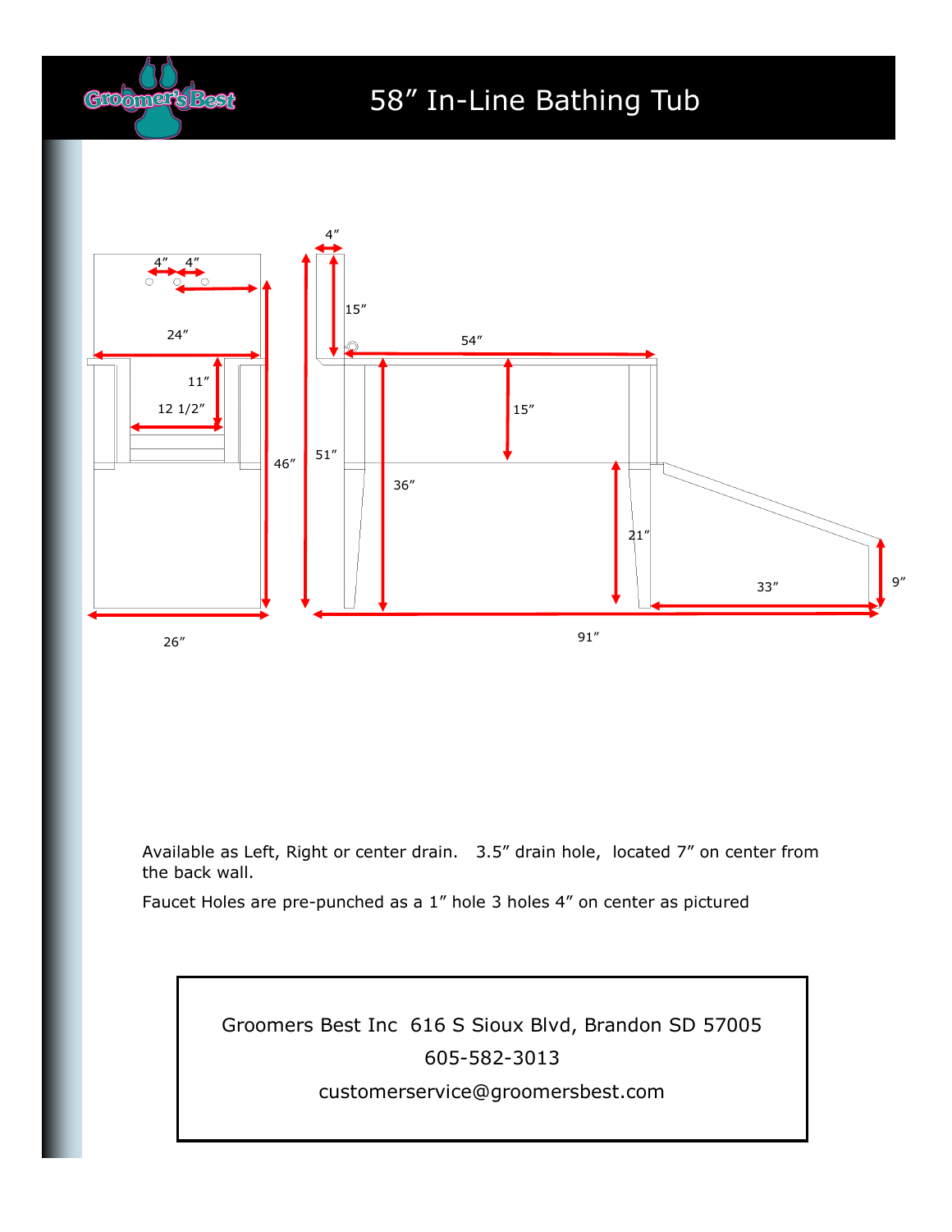# 58” In-Line Bathing Tub

4”
4” 4”
15”
24”
54”
11”
12 1/2”
15”
46”
51”
36”
21”
9”
33”
26”
91”

Available as Left, Right or center drain. 3.5” drain hole, located 7” on center from the back wall.

Faucet Holes are pre-punched as a 1” hole 3 holes 4” on center as pictured

Groomers Best Inc 616 S Sioux Blvd, Brandon SD 57005

605-582-3013

customerservice@groomersbest.com